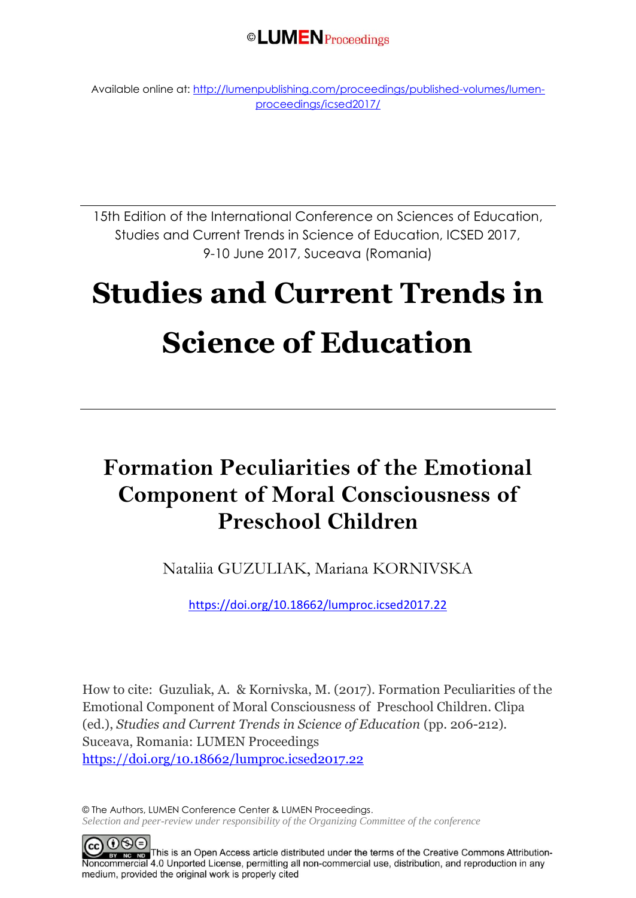©LUMEN Proceedings

Available online at: http://lumenpublishing.com/proceedings/published-volumes/lumen-proceedings/icsed2017/

15th Edition of the International Conference on Sciences of Education, Studies and Current Trends in Science of Education, ICSED 2017, 9-10 June 2017, Suceava (Romania)

# Studies and Current Trends in Science of Education

## Formation Peculiarities of the Emotional Component of Moral Consciousness of Preschool Children

Nataliia GUZULIAK, Mariana KORNIVSKA

https://doi.org/10.18662/lumproc.icsed2017.22

How to cite: Guzuliak, A. & Kornivska, M. (2017). Formation Peculiarities of the Emotional Component of Moral Consciousness of Preschool Children. Clipa (ed.), *Studies and Current Trends in Science of Education* (pp. 206-212). Suceava, Romania: LUMEN Proceedings
https://doi.org/10.18662/lumproc.icsed2017.22

© The Authors, LUMEN Conference Center & LUMEN Proceedings.
*Selection and peer-review under responsibility of the Organizing Committee of the conference*

This is an Open Access article distributed under the terms of the Creative Commons Attribution-Noncommercial 4.0 Unported License, permitting all non-commercial use, distribution, and reproduction in any medium, provided the original work is properly cited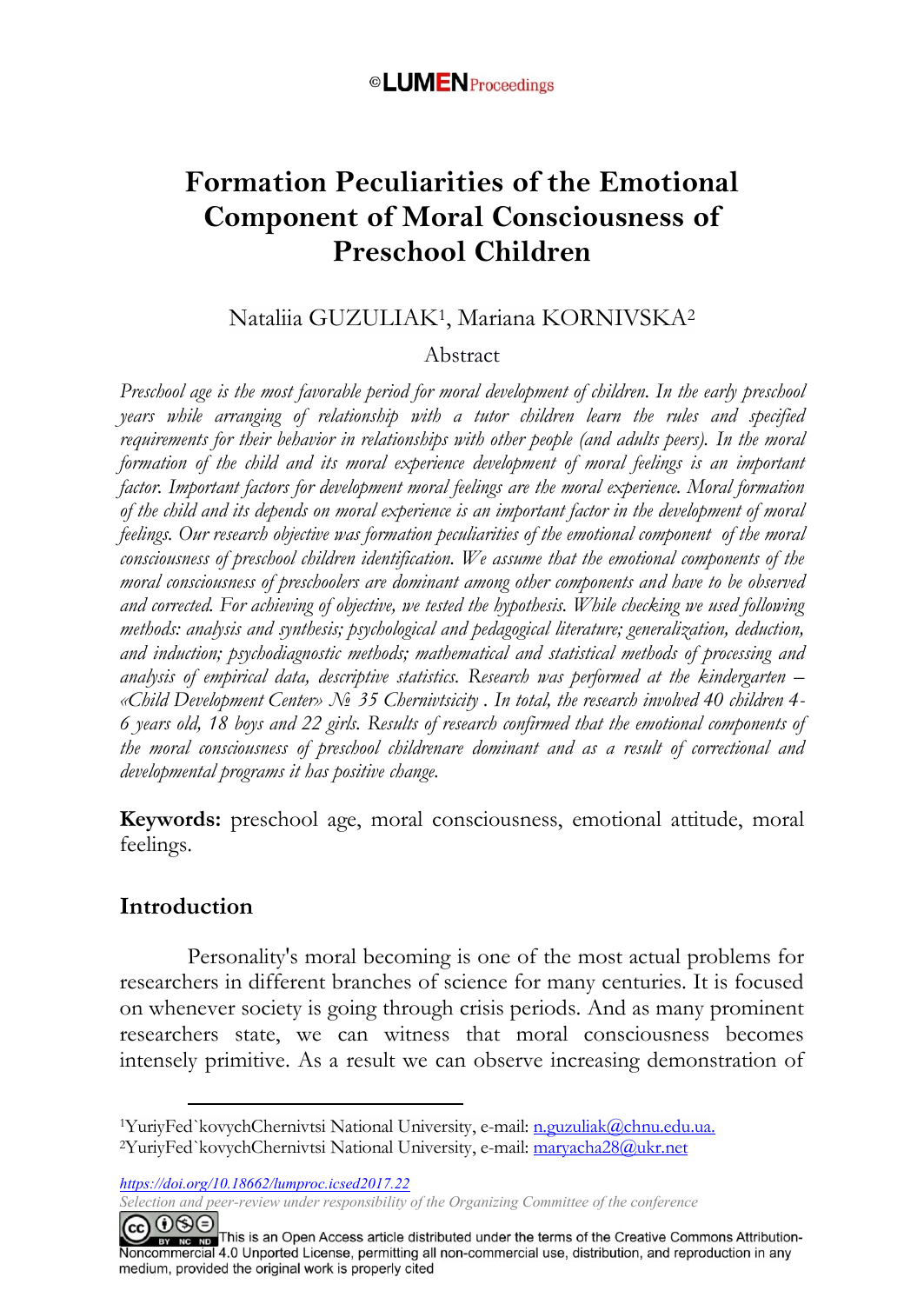# Formation Peculiarities of the Emotional Component of Moral Consciousness of Preschool Children

Nataliia GUZULIAK[1], Mariana KORNIVSKA[2]

## Abstract

*Preschool age is the most favorable period for moral development of children. In the early preschool years while arranging of relationship with a tutor children learn the rules and specified requirements for their behavior in relationships with other people (and adults peers). In the moral formation of the child and its moral experience development of moral feelings is an important factor. Important factors for development moral feelings are the moral experience. Moral formation of the child and its depends on moral experience is an important factor in the development of moral feelings. Our research objective was formation peculiarities of the emotional component of the moral consciousness of preschool children identification. We assume that the emotional components of the moral consciousness of preschoolers are dominant among other components and have to be observed and corrected. For achieving of objective, we tested the hypothesis. While checking we used following methods: analysis and synthesis; psychological and pedagogical literature; generalization, deduction, and induction; psychodiagnostic methods; mathematical and statistical methods of processing and analysis of empirical data, descriptive statistics. Research was performed at the kindergarten – «Child Development Center» № 35 Chernivtsicity . In total, the research involved 40 children 4-6 years old, 18 boys and 22 girls. Results of research confirmed that the emotional components of the moral consciousness of preschool childrenare dominant and as a result of correctional and developmental programs it has positive change.*

**Keywords:** preschool age, moral consciousness, emotional attitude, moral feelings.

## Introduction

Personality's moral becoming is one of the most actual problems for researchers in different branches of science for many centuries. It is focused on whenever society is going through crisis periods. And as many prominent researchers state, we can witness that moral consciousness becomes intensely primitive. As a result we can observe increasing demonstration of

[1]YuriyFed`kovychChernivtsi National University, e-mail: n.guzuliak@chnu.edu.ua.

[2]YuriyFed`kovychChernivtsi National University, e-mail: maryacha28@ukr.net

https://doi.org/10.18662/lumproc.icsed2017.22

*Selection and peer-review under responsibility of the Organizing Committee of the conference*

This is an Open Access article distributed under the terms of the Creative Commons Attribution-Noncommercial 4.0 Unported License, permitting all non-commercial use, distribution, and reproduction in any medium, provided the original work is properly cited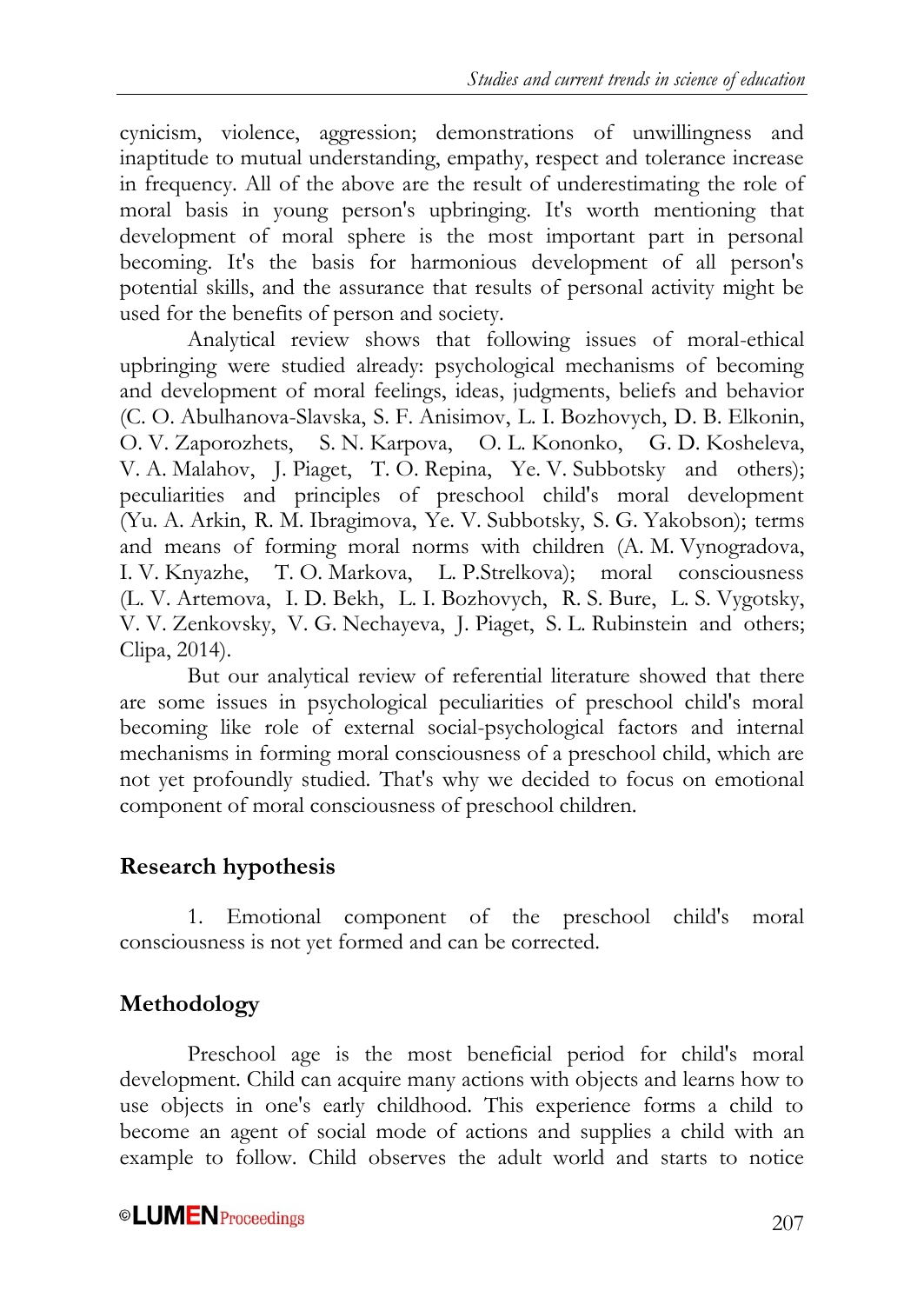cynicism, violence, aggression; demonstrations of unwillingness and inaptitude to mutual understanding, empathy, respect and tolerance increase in frequency. All of the above are the result of underestimating the role of moral basis in young person's upbringing. It's worth mentioning that development of moral sphere is the most important part in personal becoming. It's the basis for harmonious development of all person's potential skills, and the assurance that results of personal activity might be used for the benefits of person and society.

Analytical review shows that following issues of moral-ethical upbringing were studied already: psychological mechanisms of becoming and development of moral feelings, ideas, judgments, beliefs and behavior (C. O. Abulhanova-Slavska, S. F. Anisimov, L. I. Bozhovych, D. B. Elkonin, O. V. Zaporozhets, S. N. Karpova, O. L. Kononko, G. D. Kosheleva, V. A. Malahov, J. Piaget, T. O. Repina, Ye. V. Subbotsky and others); peculiarities and principles of preschool child's moral development (Yu. A. Arkin, R. M. Ibragimova, Ye. V. Subbotsky, S. G. Yakobson); terms and means of forming moral norms with children (A. M. Vynogradova, I. V. Knyazhe, T. O. Markova, L. P.Strelkova); moral consciousness (L. V. Artemova, I. D. Bekh, L. I. Bozhovych, R. S. Bure, L. S. Vygotsky, V. V. Zenkovsky, V. G. Nechayeva, J. Piaget, S. L. Rubinstein and others; Clipa, 2014).

But our analytical review of referential literature showed that there are some issues in psychological peculiarities of preschool child's moral becoming like role of external social-psychological factors and internal mechanisms in forming moral consciousness of a preschool child, which are not yet profoundly studied. That's why we decided to focus on emotional component of moral consciousness of preschool children.

## Research hypothesis

1. Emotional component of the preschool child's moral consciousness is not yet formed and can be corrected.

## Methodology

Preschool age is the most beneficial period for child's moral development. Child can acquire many actions with objects and learns how to use objects in one's early childhood. This experience forms a child to become an agent of social mode of actions and supplies a child with an example to follow. Child observes the adult world and starts to notice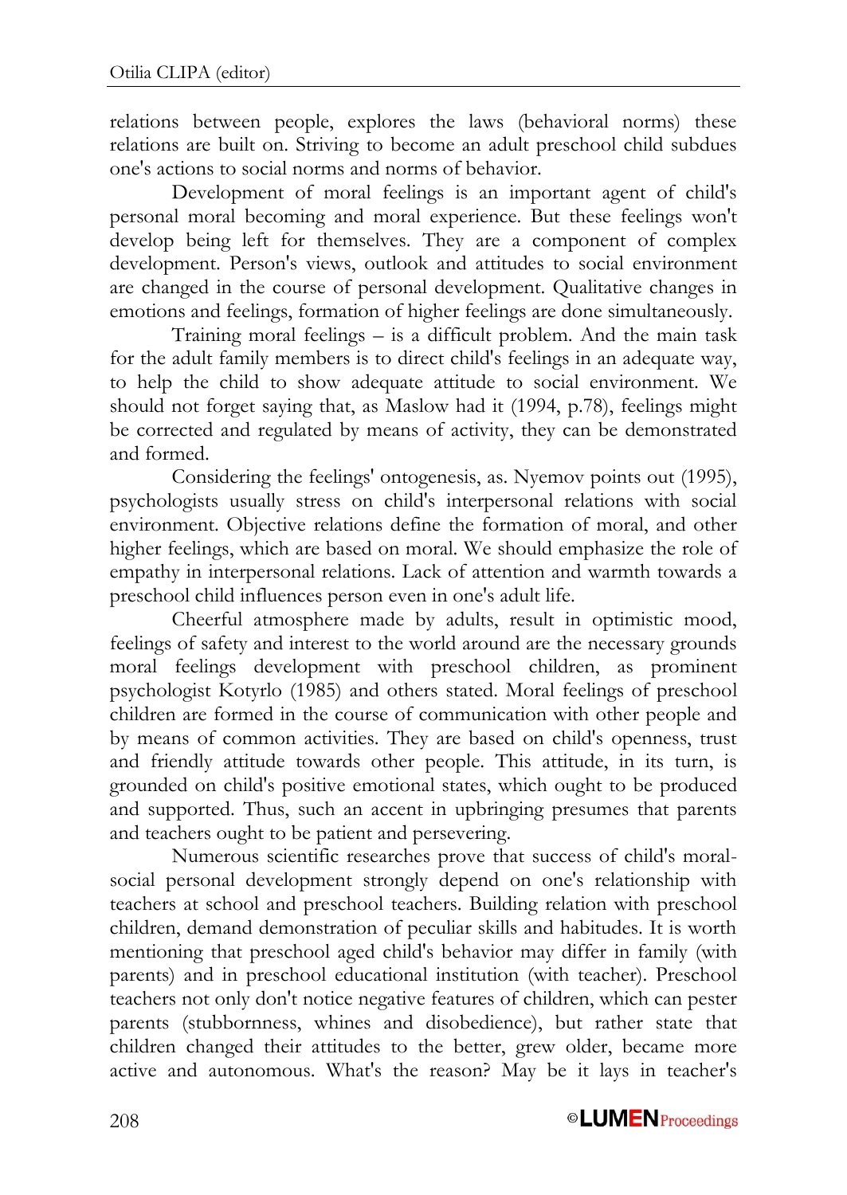relations between people, explores the laws (behavioral norms) these relations are built on. Striving to become an adult preschool child subdues one's actions to social norms and norms of behavior.

Development of moral feelings is an important agent of child's personal moral becoming and moral experience. But these feelings won't develop being left for themselves. They are a component of complex development. Person's views, outlook and attitudes to social environment are changed in the course of personal development. Qualitative changes in emotions and feelings, formation of higher feelings are done simultaneously.

Training moral feelings – is a difficult problem. And the main task for the adult family members is to direct child's feelings in an adequate way, to help the child to show adequate attitude to social environment. We should not forget saying that, as Maslow had it (1994, p.78), feelings might be corrected and regulated by means of activity, they can be demonstrated and formed.

Considering the feelings' ontogenesis, as. Nyemov points out (1995), psychologists usually stress on child's interpersonal relations with social environment. Objective relations define the formation of moral, and other higher feelings, which are based on moral. We should emphasize the role of empathy in interpersonal relations. Lack of attention and warmth towards a preschool child influences person even in one's adult life.

Cheerful atmosphere made by adults, result in optimistic mood, feelings of safety and interest to the world around are the necessary grounds moral feelings development with preschool children, as prominent psychologist Kotyrlo (1985) and others stated. Moral feelings of preschool children are formed in the course of communication with other people and by means of common activities. They are based on child's openness, trust and friendly attitude towards other people. This attitude, in its turn, is grounded on child's positive emotional states, which ought to be produced and supported. Thus, such an accent in upbringing presumes that parents and teachers ought to be patient and persevering.

Numerous scientific researches prove that success of child's moral-social personal development strongly depend on one's relationship with teachers at school and preschool teachers. Building relation with preschool children, demand demonstration of peculiar skills and habitudes. It is worth mentioning that preschool aged child's behavior may differ in family (with parents) and in preschool educational institution (with teacher). Preschool teachers not only don't notice negative features of children, which can pester parents (stubbornness, whines and disobedience), but rather state that children changed their attitudes to the better, grew older, became more active and autonomous. What's the reason? May be it lays in teacher's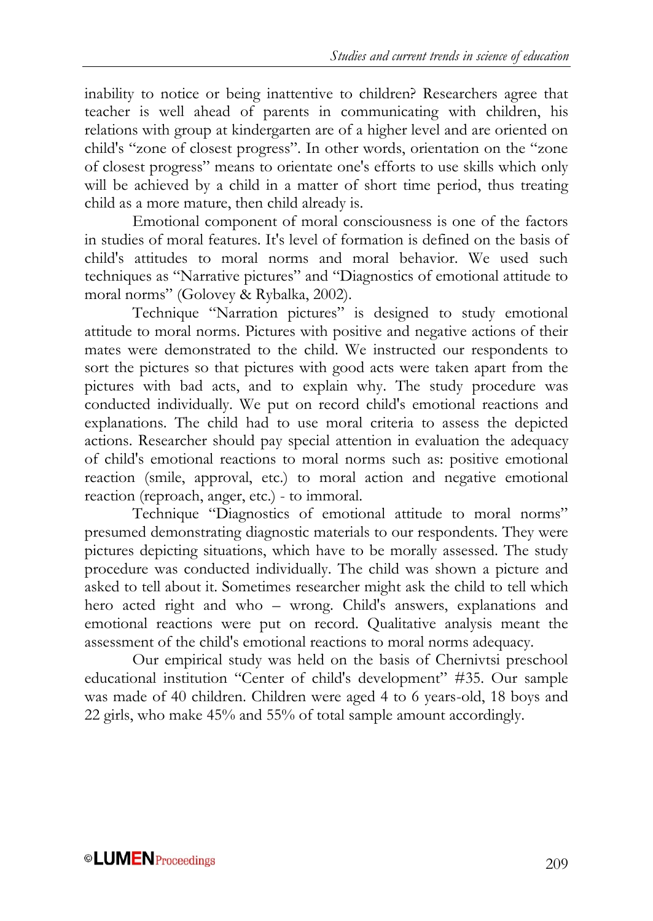inability to notice or being inattentive to children? Researchers agree that teacher is well ahead of parents in communicating with children, his relations with group at kindergarten are of a higher level and are oriented on child's "zone of closest progress". In other words, orientation on the "zone of closest progress" means to orientate one's efforts to use skills which only will be achieved by a child in a matter of short time period, thus treating child as a more mature, then child already is.

Emotional component of moral consciousness is one of the factors in studies of moral features. It's level of formation is defined on the basis of child's attitudes to moral norms and moral behavior. We used such techniques as "Narrative pictures" and "Diagnostics of emotional attitude to moral norms" (Golovey & Rybalka, 2002).

Technique "Narration pictures" is designed to study emotional attitude to moral norms. Pictures with positive and negative actions of their mates were demonstrated to the child. We instructed our respondents to sort the pictures so that pictures with good acts were taken apart from the pictures with bad acts, and to explain why. The study procedure was conducted individually. We put on record child's emotional reactions and explanations. The child had to use moral criteria to assess the depicted actions. Researcher should pay special attention in evaluation the adequacy of child's emotional reactions to moral norms such as: positive emotional reaction (smile, approval, etc.) to moral action and negative emotional reaction (reproach, anger, etc.) - to immoral.

Technique "Diagnostics of emotional attitude to moral norms" presumed demonstrating diagnostic materials to our respondents. They were pictures depicting situations, which have to be morally assessed. The study procedure was conducted individually. The child was shown a picture and asked to tell about it. Sometimes researcher might ask the child to tell which hero acted right and who – wrong. Child's answers, explanations and emotional reactions were put on record. Qualitative analysis meant the assessment of the child's emotional reactions to moral norms adequacy.

Our empirical study was held on the basis of Chernivtsi preschool educational institution "Center of child's development" #35. Our sample was made of 40 children. Children were aged 4 to 6 years-old, 18 boys and 22 girls, who make 45% and 55% of total sample amount accordingly.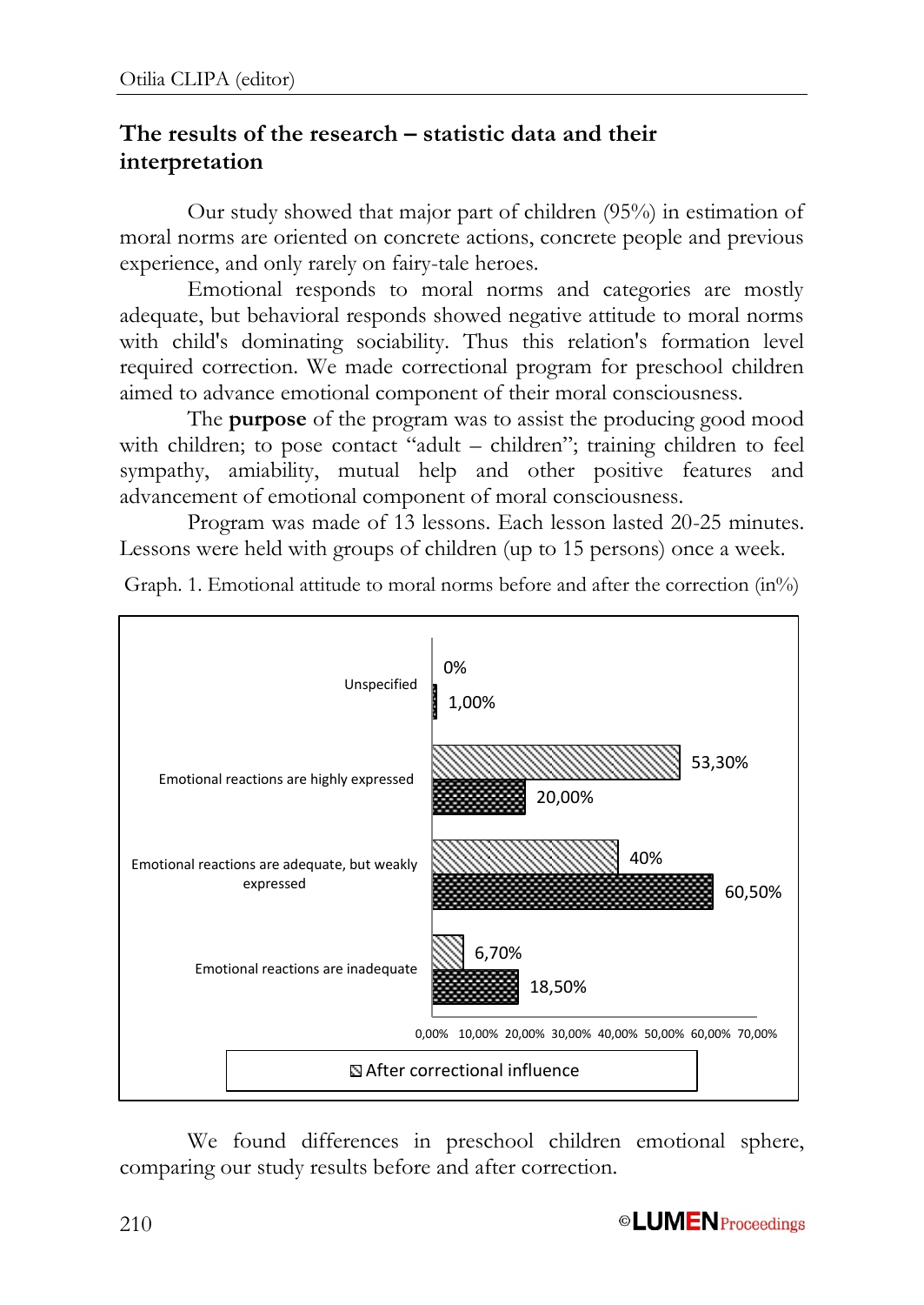## The results of the research – statistic data and their interpretation

Our study showed that major part of children (95%) in estimation of moral norms are oriented on concrete actions, concrete people and previous experience, and only rarely on fairy-tale heroes.

Emotional responds to moral norms and categories are mostly adequate, but behavioral responds showed negative attitude to moral norms with child's dominating sociability. Thus this relation's formation level required correction. We made correctional program for preschool children aimed to advance emotional component of their moral consciousness.

The **purpose** of the program was to assist the producing good mood with children; to pose contact "adult – children"; training children to feel sympathy, amiability, mutual help and other positive features and advancement of emotional component of moral consciousness.

Program was made of 13 lessons. Each lesson lasted 20-25 minutes. Lessons were held with groups of children (up to 15 persons) once a week.

Graph. 1. Emotional attitude to moral norms before and after the correction (in%)

Unspecified
0%
1,00%

Emotional reactions are highly expressed
53,30%
20,00%

Emotional reactions are adequate, but weakly expressed
40%
60,50%

Emotional reactions are inadequate
6,70%
18,50%

0,00% 10,00% 20,00% 30,00% 40,00% 50,00% 60,00% 70,00%

After correctional influence

We found differences in preschool children emotional sphere, comparing our study results before and after correction.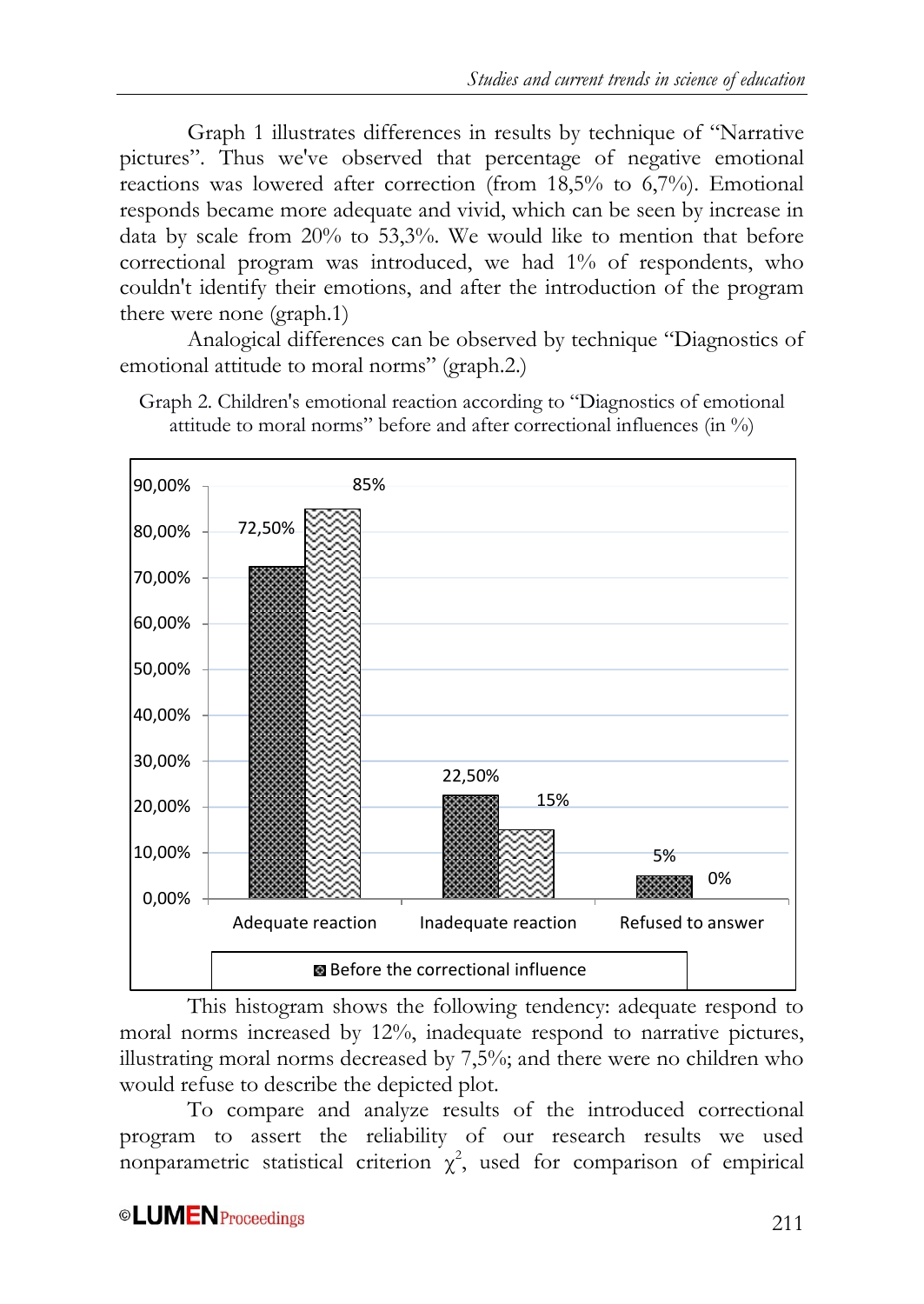Graph 1 illustrates differences in results by technique of "Narrative pictures". Thus we've observed that percentage of negative emotional reactions was lowered after correction (from 18,5% to 6,7%). Emotional responds became more adequate and vivid, which can be seen by increase in data by scale from 20% to 53,3%. We would like to mention that before correctional program was introduced, we had 1% of respondents, who couldn't identify their emotions, and after the introduction of the program there were none (graph.1)

Analogical differences can be observed by technique "Diagnostics of emotional attitude to moral norms" (graph.2.)

Graph 2. Children's emotional reaction according to "Diagnostics of emotional attitude to moral norms" before and after correctional influences (in %)

90,00%
80,00%
70,00%
60,00%
50,00%
40,00%
30,00%
20,00%
10,00%
0,00%

72,50%
85%
22,50%
15%
5%
0%

Adequate reaction
Inadequate reaction
Refused to answer

Before the correctional influence

This histogram shows the following tendency: adequate respond to moral norms increased by 12%, inadequate respond to narrative pictures, illustrating moral norms decreased by 7,5%; and there were no children who would refuse to describe the depicted plot.

To compare and analyze results of the introduced correctional program to assert the reliability of our research results we used nonparametric statistical criterion $\chi^2$, used for comparison of empirical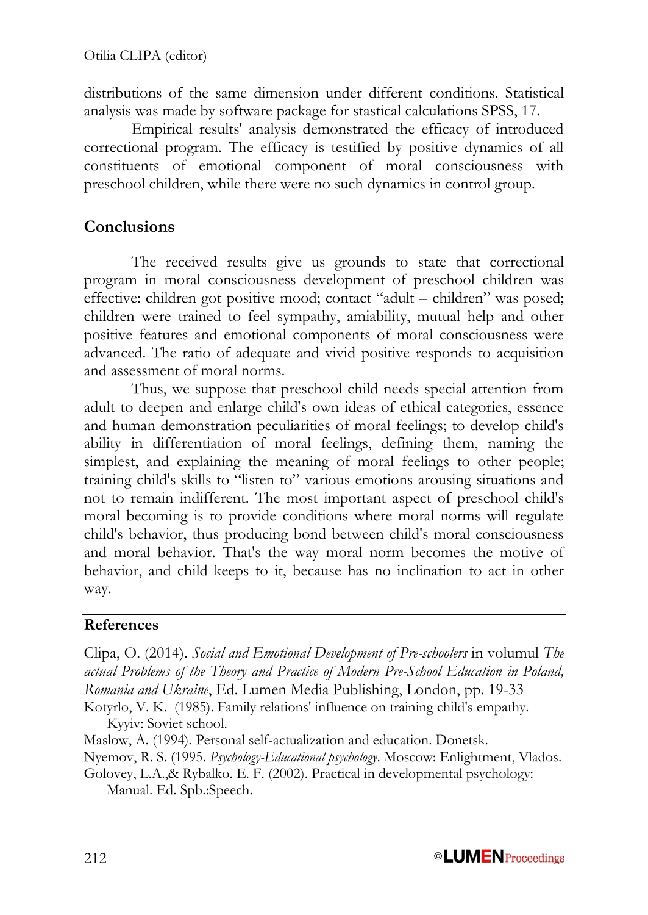distributions of the same dimension under different conditions. Statistical analysis was made by software package for stastical calculations SPSS, 17.

Empirical results' analysis demonstrated the efficacy of introduced correctional program. The efficacy is testified by positive dynamics of all constituents of emotional component of moral consciousness with preschool children, while there were no such dynamics in control group.

## Conclusions

The received results give us grounds to state that correctional program in moral consciousness development of preschool children was effective: children got positive mood; contact "adult – children" was posed; children were trained to feel sympathy, amiability, mutual help and other positive features and emotional components of moral consciousness were advanced. The ratio of adequate and vivid positive responds to acquisition and assessment of moral norms.

Thus, we suppose that preschool child needs special attention from adult to deepen and enlarge child's own ideas of ethical categories, essence and human demonstration peculiarities of moral feelings; to develop child's ability in differentiation of moral feelings, defining them, naming the simplest, and explaining the meaning of moral feelings to other people; training child's skills to "listen to" various emotions arousing situations and not to remain indifferent. The most important aspect of preschool child's moral becoming is to provide conditions where moral norms will regulate child's behavior, thus producing bond between child's moral consciousness and moral behavior. That's the way moral norm becomes the motive of behavior, and child keeps to it, because has no inclination to act in other way.

## References

Clipa, O. (2014). *Social and Emotional Development of Pre-schoolers* in volumul *The actual Problems of the Theory and Practice of Modern Pre-School Education in Poland, Romania and Ukraine*, Ed. Lumen Media Publishing, London, pp. 19-33

Kotyrlo, V. K. (1985). Family relations' influence on training child's empathy. Kyyiv: Soviet school.

Maslow, A. (1994). Personal self-actualization and education. Donetsk.

Nyemov, R. S. (1995. *Psychology-Educational psychology*. Moscow: Enlightment, Vlados.

Golovey, L.A.,& Rybalko. E. F. (2002). Practical in developmental psychology: Manual. Ed. Spb.:Speech.